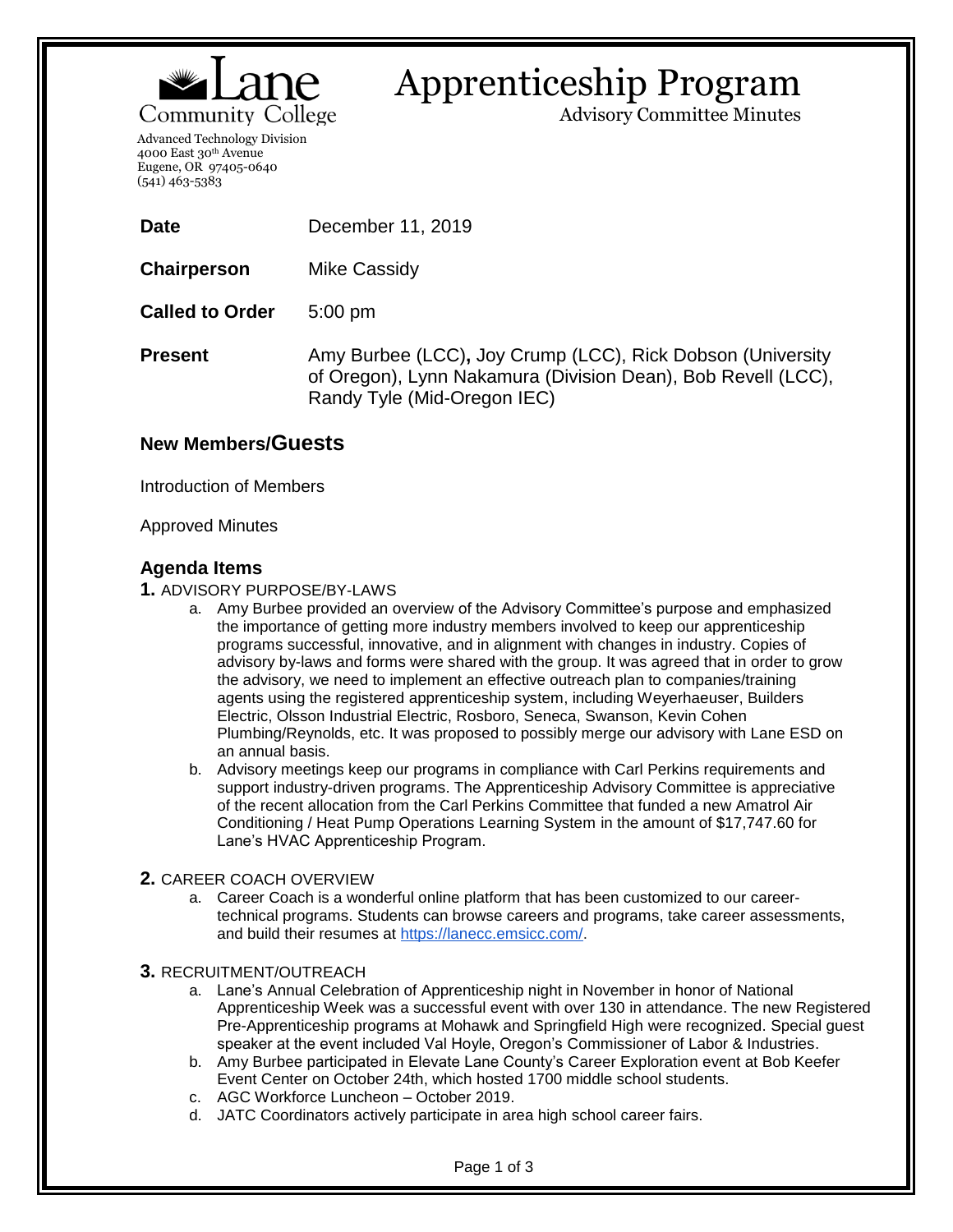Lane Community College

Advanced Technology Division
4000 East 30th Avenue
Eugene, OR 97405-0640
(541) 463-5383

# Apprenticeship Program

Advisory Committee Minutes

| | |
|---|---|
| **Date** | December 11, 2019 |
| **Chairperson** | Mike Cassidy |
| **Called to Order** | 5:00 pm |
| **Present** | Amy Burbee (LCC), Joy Crump (LCC), Rick Dobson (University of Oregon), Lynn Nakamura (Division Dean), Bob Revell (LCC), Randy Tyle (Mid-Oregon IEC) |

## New Members/Guests

Introduction of Members

Approved Minutes

## Agenda Items

**1.** ADVISORY PURPOSE/BY-LAWS

a. Amy Burbee provided an overview of the Advisory Committee's purpose and emphasized the importance of getting more industry members involved to keep our apprenticeship programs successful, innovative, and in alignment with changes in industry. Copies of advisory by-laws and forms were shared with the group. It was agreed that in order to grow the advisory, we need to implement an effective outreach plan to companies/training agents using the registered apprenticeship system, including Weyerhaeuser, Builders Electric, Olsson Industrial Electric, Rosboro, Seneca, Swanson, Kevin Cohen Plumbing/Reynolds, etc. It was proposed to possibly merge our advisory with Lane ESD on an annual basis.

b. Advisory meetings keep our programs in compliance with Carl Perkins requirements and support industry-driven programs. The Apprenticeship Advisory Committee is appreciative of the recent allocation from the Carl Perkins Committee that funded a new Amatrol Air Conditioning / Heat Pump Operations Learning System in the amount of $17,747.60 for Lane's HVAC Apprenticeship Program.

**2.** CAREER COACH OVERVIEW

a. Career Coach is a wonderful online platform that has been customized to our career-technical programs. Students can browse careers and programs, take career assessments, and build their resumes at https://lanecc.emsicc.com/.

**3.** RECRUITMENT/OUTREACH

a. Lane's Annual Celebration of Apprenticeship night in November in honor of National Apprenticeship Week was a successful event with over 130 in attendance. The new Registered Pre-Apprenticeship programs at Mohawk and Springfield High were recognized. Special guest speaker at the event included Val Hoyle, Oregon's Commissioner of Labor & Industries.

b. Amy Burbee participated in Elevate Lane County's Career Exploration event at Bob Keefer Event Center on October 24th, which hosted 1700 middle school students.

c. AGC Workforce Luncheon – October 2019.

d. JATC Coordinators actively participate in area high school career fairs.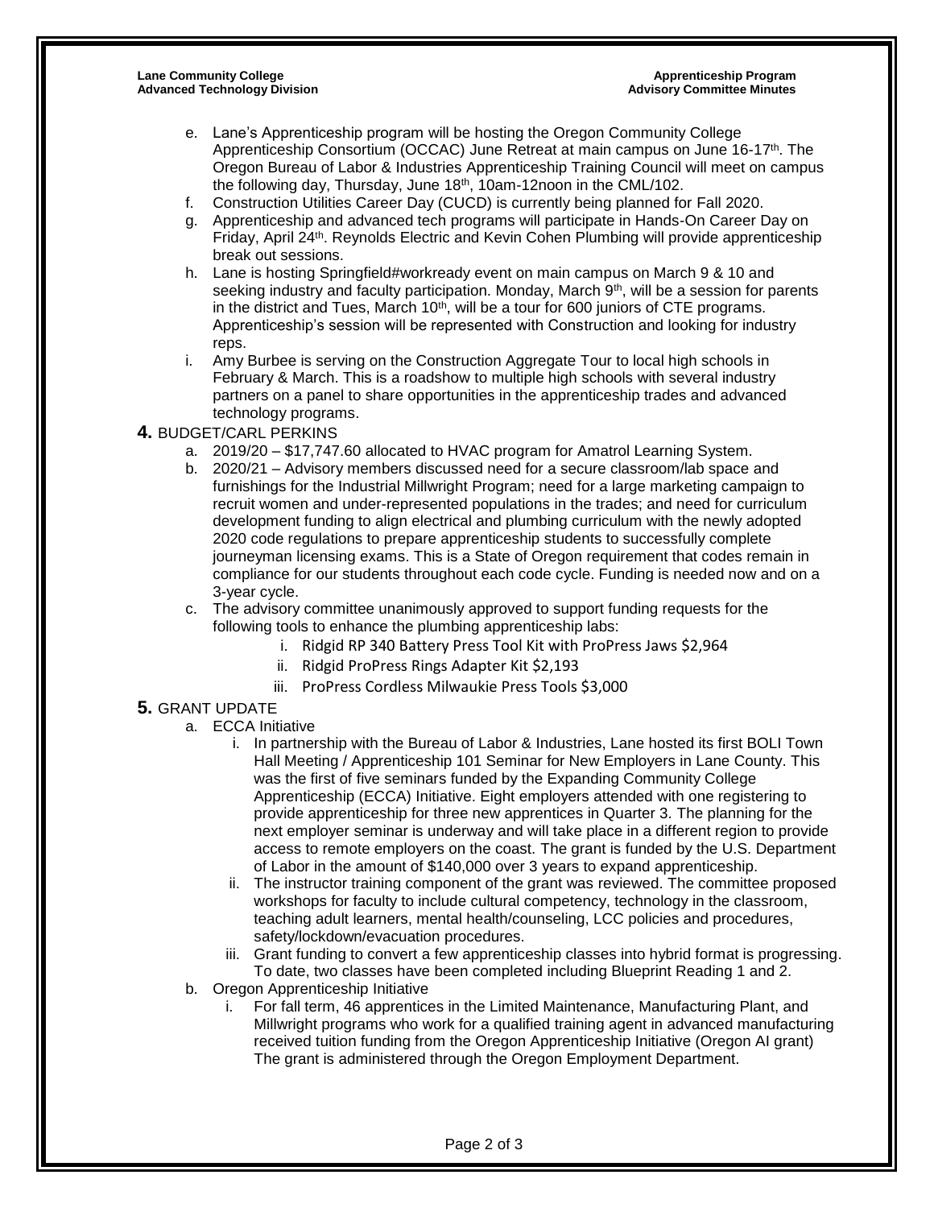e. Lane's Apprenticeship program will be hosting the Oregon Community College Apprenticeship Consortium (OCCAC) June Retreat at main campus on June 16-17th. The Oregon Bureau of Labor & Industries Apprenticeship Training Council will meet on campus the following day, Thursday, June 18th, 10am-12noon in the CML/102.

f. Construction Utilities Career Day (CUCD) is currently being planned for Fall 2020.

g. Apprenticeship and advanced tech programs will participate in Hands-On Career Day on Friday, April 24th. Reynolds Electric and Kevin Cohen Plumbing will provide apprenticeship break out sessions.

h. Lane is hosting Springfield#workready event on main campus on March 9 & 10 and seeking industry and faculty participation. Monday, March 9th, will be a session for parents in the district and Tues, March 10th, will be a tour for 600 juniors of CTE programs. Apprenticeship's session will be represented with Construction and looking for industry reps.

i. Amy Burbee is serving on the Construction Aggregate Tour to local high schools in February & March. This is a roadshow to multiple high schools with several industry partners on a panel to share opportunities in the apprenticeship trades and advanced technology programs.

**4.** BUDGET/CARL PERKINS

a. 2019/20 – $17,747.60 allocated to HVAC program for Amatrol Learning System.

b. 2020/21 – Advisory members discussed need for a secure classroom/lab space and furnishings for the Industrial Millwright Program; need for a large marketing campaign to recruit women and under-represented populations in the trades; and need for curriculum development funding to align electrical and plumbing curriculum with the newly adopted 2020 code regulations to prepare apprenticeship students to successfully complete journeyman licensing exams. This is a State of Oregon requirement that codes remain in compliance for our students throughout each code cycle. Funding is needed now and on a 3-year cycle.

c. The advisory committee unanimously approved to support funding requests for the following tools to enhance the plumbing apprenticeship labs:

   i. Ridgid RP 340 Battery Press Tool Kit with ProPress Jaws $2,964
   ii. Ridgid ProPress Rings Adapter Kit $2,193
   iii. ProPress Cordless Milwaukie Press Tools $3,000

**5.** GRANT UPDATE

a. ECCA Initiative

   i. In partnership with the Bureau of Labor & Industries, Lane hosted its first BOLI Town Hall Meeting / Apprenticeship 101 Seminar for New Employers in Lane County. This was the first of five seminars funded by the Expanding Community College Apprenticeship (ECCA) Initiative. Eight employers attended with one registering to provide apprenticeship for three new apprentices in Quarter 3. The planning for the next employer seminar is underway and will take place in a different region to provide access to remote employers on the coast. The grant is funded by the U.S. Department of Labor in the amount of $140,000 over 3 years to expand apprenticeship.

   ii. The instructor training component of the grant was reviewed. The committee proposed workshops for faculty to include cultural competency, technology in the classroom, teaching adult learners, mental health/counseling, LCC policies and procedures, safety/lockdown/evacuation procedures.

   iii. Grant funding to convert a few apprenticeship classes into hybrid format is progressing. To date, two classes have been completed including Blueprint Reading 1 and 2.

b. Oregon Apprenticeship Initiative

   i. For fall term, 46 apprentices in the Limited Maintenance, Manufacturing Plant, and Millwright programs who work for a qualified training agent in advanced manufacturing received tuition funding from the Oregon Apprenticeship Initiative (Oregon AI grant) The grant is administered through the Oregon Employment Department.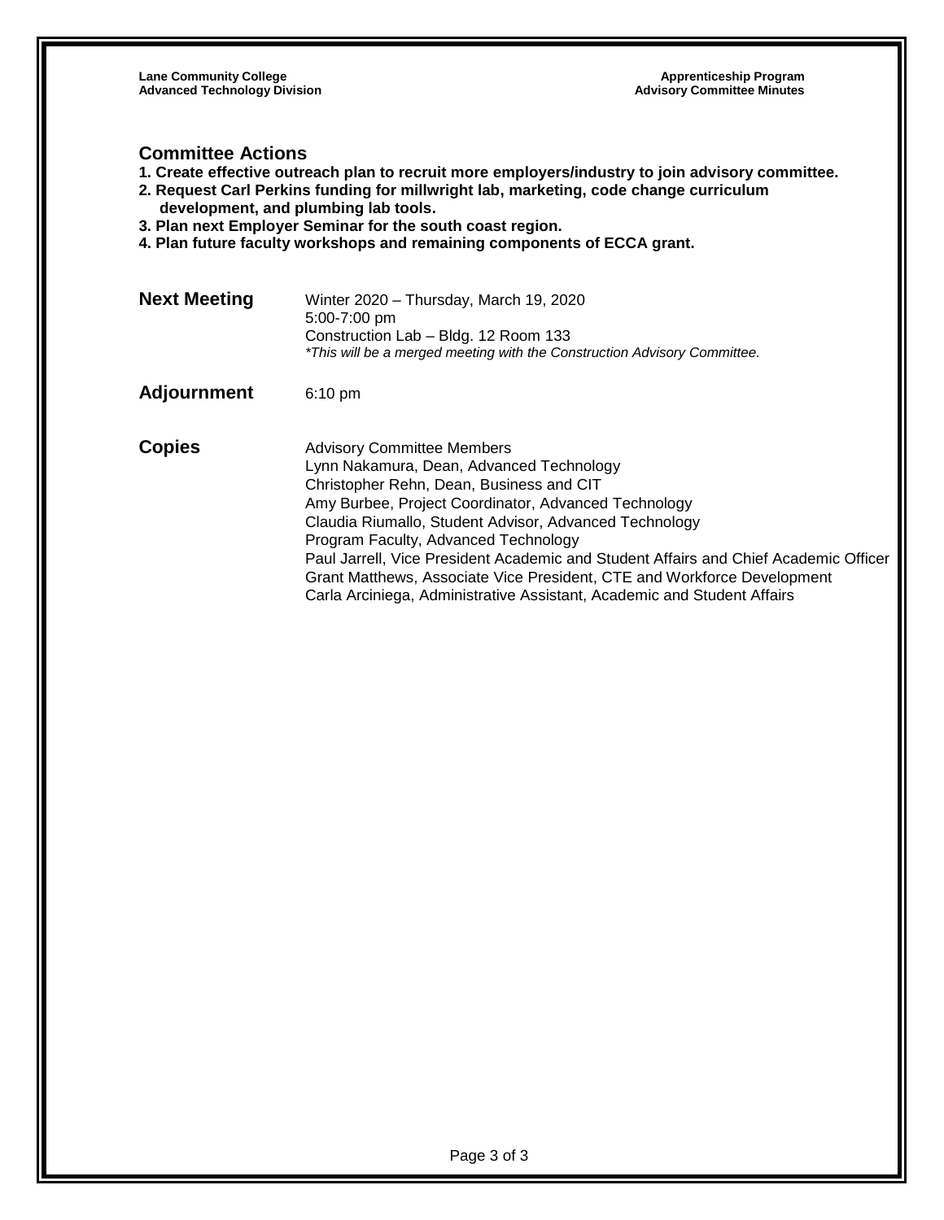## Committee Actions

**1. Create effective outreach plan to recruit more employers/industry to join advisory committee.**
**2. Request Carl Perkins funding for millwright lab, marketing, code change curriculum development, and plumbing lab tools.**
**3. Plan next Employer Seminar for the south coast region.**
**4. Plan future faculty workshops and remaining components of ECCA grant.**

## Next Meeting

Winter 2020 – Thursday, March 19, 2020
5:00-7:00 pm
Construction Lab – Bldg. 12 Room 133
*\*This will be a merged meeting with the Construction Advisory Committee.*

## Adjournment

6:10 pm

## Copies

Advisory Committee Members
Lynn Nakamura, Dean, Advanced Technology
Christopher Rehn, Dean, Business and CIT
Amy Burbee, Project Coordinator, Advanced Technology
Claudia Riumallo, Student Advisor, Advanced Technology
Program Faculty, Advanced Technology
Paul Jarrell, Vice President Academic and Student Affairs and Chief Academic Officer
Grant Matthews, Associate Vice President, CTE and Workforce Development
Carla Arciniega, Administrative Assistant, Academic and Student Affairs